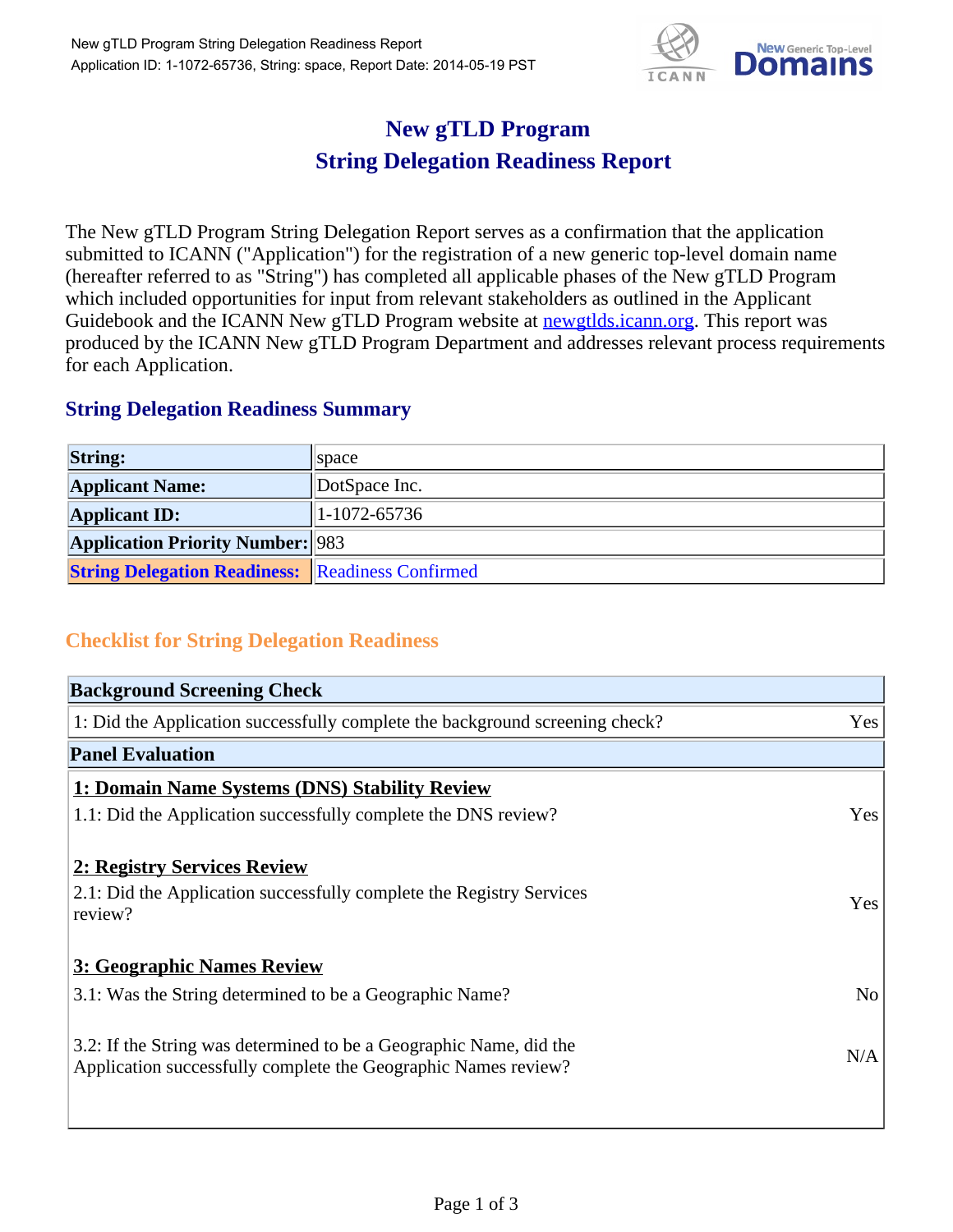# New gTLD Program
# String Delegation Readiness Report

The New gTLD Program String Delegation Report serves as a confirmation that the application submitted to ICANN ("Application") for the registration of a new generic top-level domain name (hereafter referred to as "String") has completed all applicable phases of the New gTLD Program which included opportunities for input from relevant stakeholders as outlined in the Applicant Guidebook and the ICANN New gTLD Program website at [newgtlds.icann.org](newgtlds.icann.org). This report was produced by the ICANN New gTLD Program Department and addresses relevant process requirements for each Application.

## String Delegation Readiness Summary

| | |
|---|---|
| **String:** | space |
| **Applicant Name:** | DotSpace Inc. |
| **Applicant ID:** | 1-1072-65736 |
| **Application Priority Number:** | 983 |
| **String Delegation Readiness:** | Readiness Confirmed |

## Checklist for String Delegation Readiness

| **Background Screening Check** | |
|---|---|
| 1: Did the Application successfully complete the background screening check? | Yes |
| **Panel Evaluation** | |
| **1: Domain Name Systems (DNS) Stability Review** | |
| 1.1: Did the Application successfully complete the DNS review? | Yes |
| **2: Registry Services Review** | |
| 2.1: Did the Application successfully complete the Registry Services review? | Yes |
| **3: Geographic Names Review** | |
| 3.1: Was the String determined to be a Geographic Name? | No |
| 3.2: If the String was determined to be a Geographic Name, did the Application successfully complete the Geographic Names review? | N/A |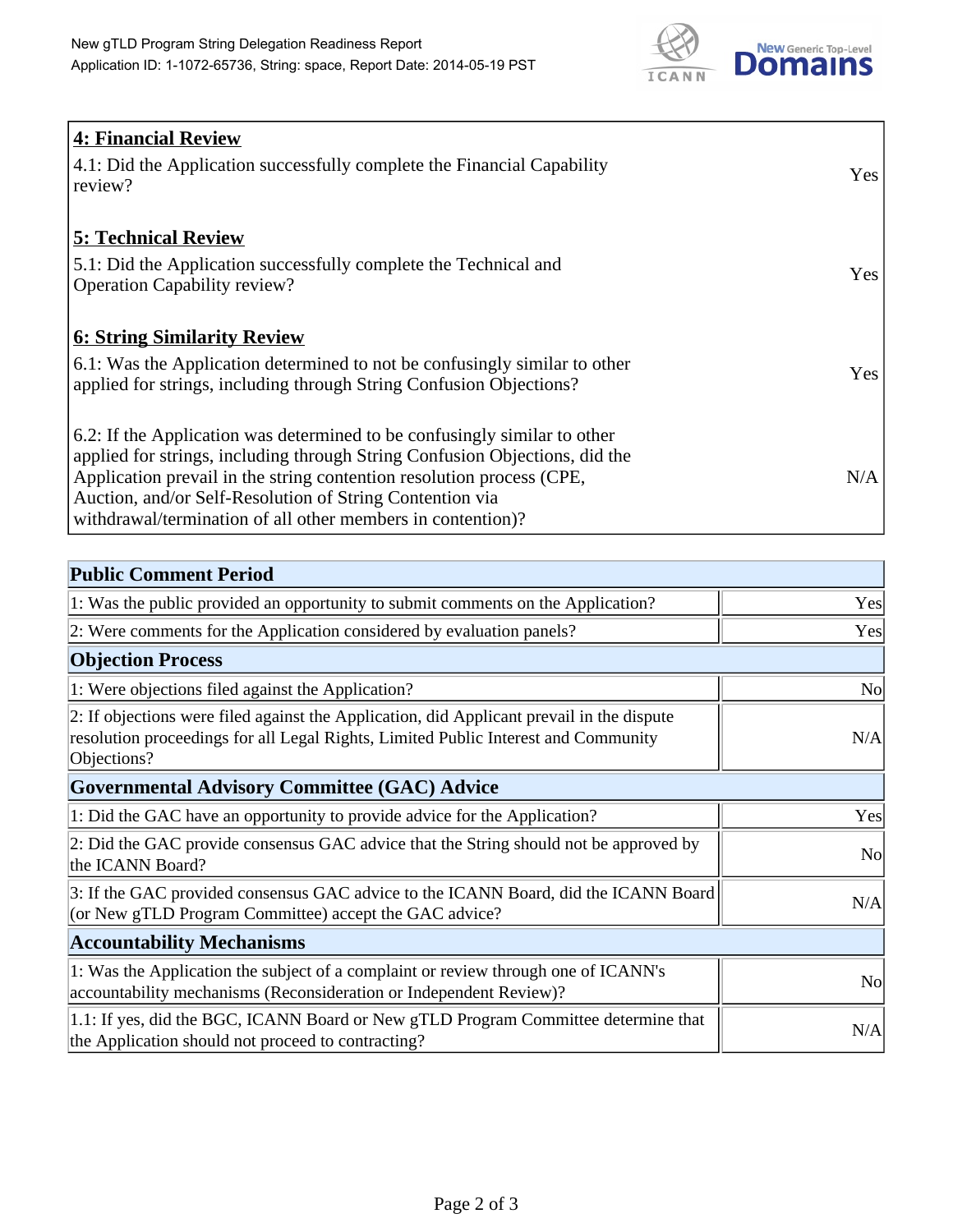| **4: Financial Review** | |
|---|---|
| 4.1: Did the Application successfully complete the Financial Capability review? | Yes |
| **5: Technical Review** | |
| 5.1: Did the Application successfully complete the Technical and Operation Capability review? | Yes |
| **6: String Similarity Review** | |
| 6.1: Was the Application determined to not be confusingly similar to other applied for strings, including through String Confusion Objections? | Yes |
| 6.2: If the Application was determined to be confusingly similar to other applied for strings, including through String Confusion Objections, did the Application prevail in the string contention resolution process (CPE, Auction, and/or Self-Resolution of String Contention via withdrawal/termination of all other members in contention)? | N/A |

| **Public Comment Period** | |
|---|---|
| 1: Was the public provided an opportunity to submit comments on the Application? | Yes |
| 2: Were comments for the Application considered by evaluation panels? | Yes |
| **Objection Process** | |
| 1: Were objections filed against the Application? | No |
| 2: If objections were filed against the Application, did Applicant prevail in the dispute resolution proceedings for all Legal Rights, Limited Public Interest and Community Objections? | N/A |
| **Governmental Advisory Committee (GAC) Advice** | |
| 1: Did the GAC have an opportunity to provide advice for the Application? | Yes |
| 2: Did the GAC provide consensus GAC advice that the String should not be approved by the ICANN Board? | No |
| 3: If the GAC provided consensus GAC advice to the ICANN Board, did the ICANN Board (or New gTLD Program Committee) accept the GAC advice? | N/A |
| **Accountability Mechanisms** | |
| 1: Was the Application the subject of a complaint or review through one of ICANN's accountability mechanisms (Reconsideration or Independent Review)? | No |
| 1.1: If yes, did the BGC, ICANN Board or New gTLD Program Committee determine that the Application should not proceed to contracting? | N/A |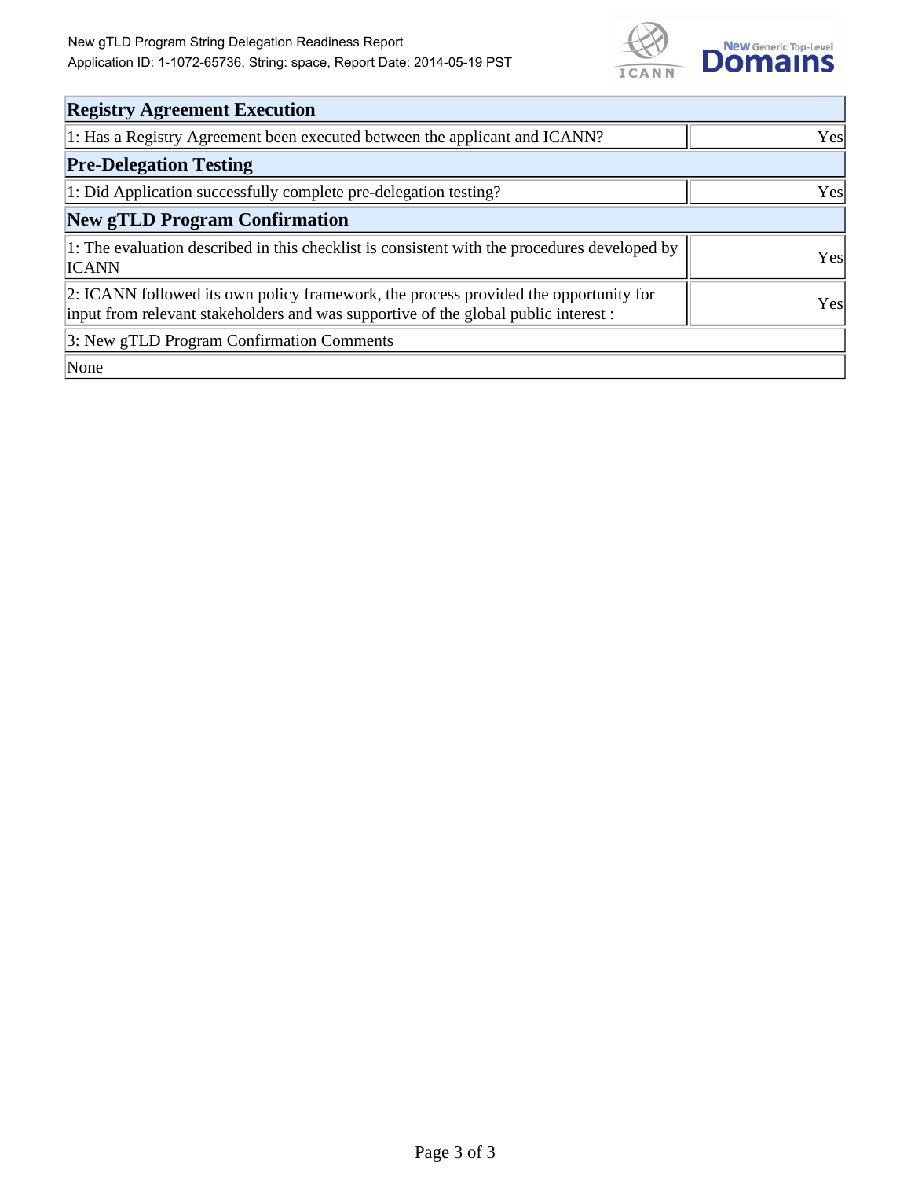## Registry Agreement Execution

| | |
|---|---|
| 1: Has a Registry Agreement been executed between the applicant and ICANN? | Yes |

## Pre-Delegation Testing

| | |
|---|---|
| 1: Did Application successfully complete pre-delegation testing? | Yes |

## New gTLD Program Confirmation

| | |
|---|---|
| 1: The evaluation described in this checklist is consistent with the procedures developed by ICANN | Yes |
| 2: ICANN followed its own policy framework, the process provided the opportunity for input from relevant stakeholders and was supportive of the global public interest : | Yes |

3: New gTLD Program Confirmation Comments

None